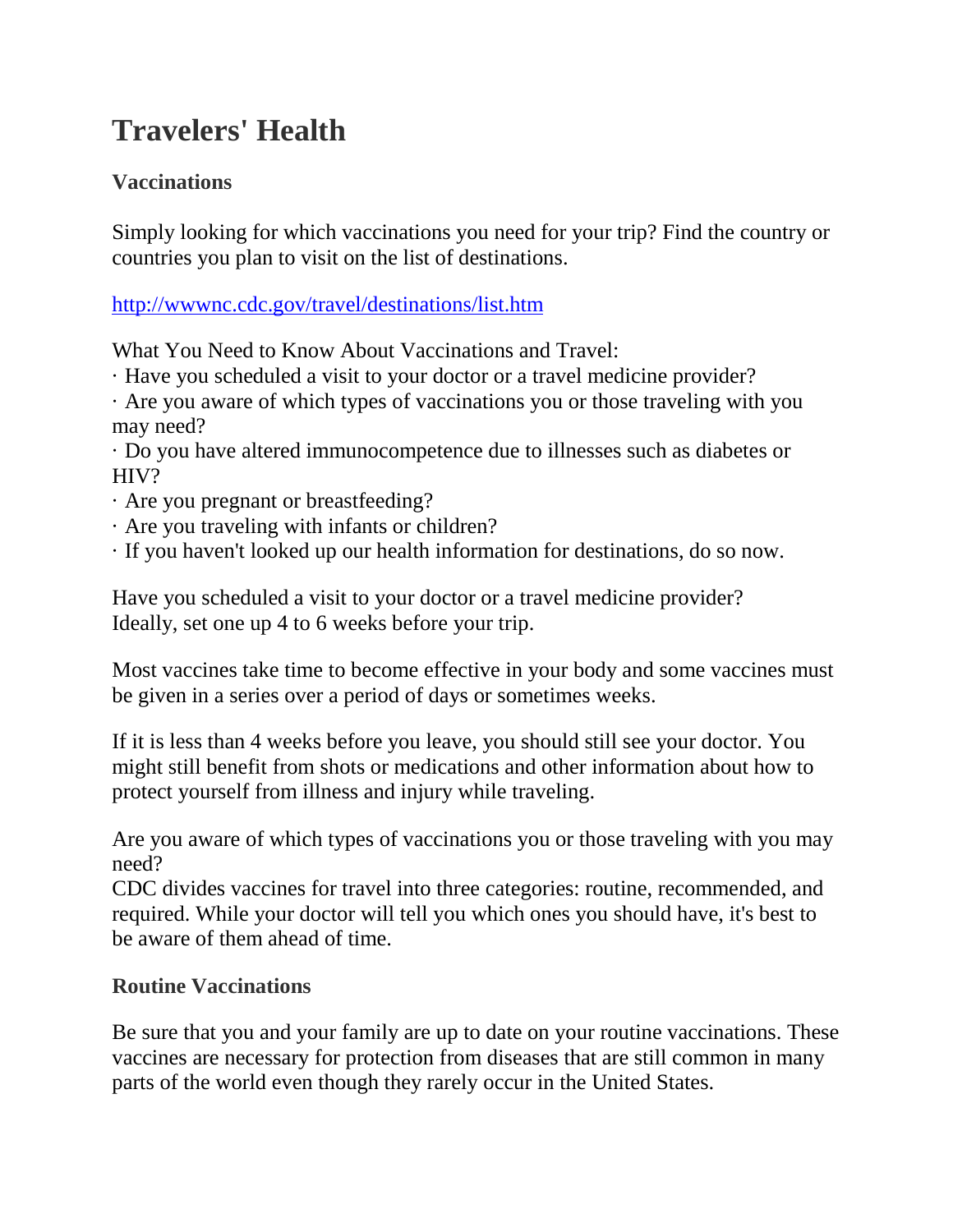# Travelers' Health

### Vaccinations

Simply looking for which vaccinations you need for your trip? Find the country or countries you plan to visit on the list of destinations.

[http://wwwnc.cdc.gov/travel/destinations/list.htm](http://wwwnc.cdc.gov/travel/destinations/list.htm)

What You Need to Know About Vaccinations and Travel:

· Have you scheduled a visit to your doctor or a travel medicine provider?
· Are you aware of which types of vaccinations you or those traveling with you may need?
· Do you have altered immunocompetence due to illnesses such as diabetes or HIV?
· Are you pregnant or breastfeeding?
· Are you traveling with infants or children?
· If you haven't looked up our health information for destinations, do so now.

Have you scheduled a visit to your doctor or a travel medicine provider?
Ideally, set one up 4 to 6 weeks before your trip.

Most vaccines take time to become effective in your body and some vaccines must be given in a series over a period of days or sometimes weeks.

If it is less than 4 weeks before you leave, you should still see your doctor. You might still benefit from shots or medications and other information about how to protect yourself from illness and injury while traveling.

Are you aware of which types of vaccinations you or those traveling with you may need?
CDC divides vaccines for travel into three categories: routine, recommended, and required. While your doctor will tell you which ones you should have, it's best to be aware of them ahead of time.

### Routine Vaccinations

Be sure that you and your family are up to date on your routine vaccinations. These vaccines are necessary for protection from diseases that are still common in many parts of the world even though they rarely occur in the United States.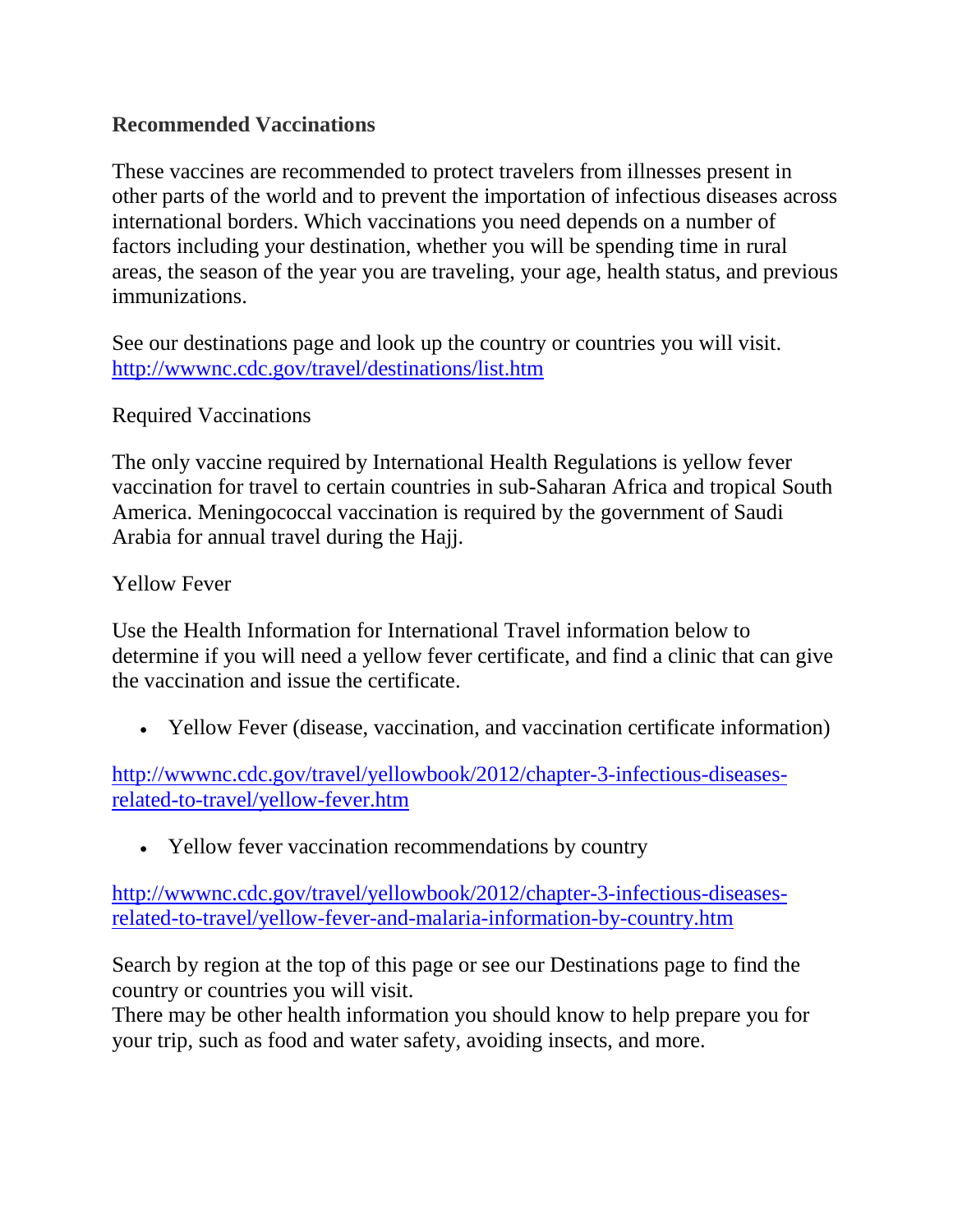**Recommended Vaccinations**

These vaccines are recommended to protect travelers from illnesses present in other parts of the world and to prevent the importation of infectious diseases across international borders. Which vaccinations you need depends on a number of factors including your destination, whether you will be spending time in rural areas, the season of the year you are traveling, your age, health status, and previous immunizations.

See our destinations page and look up the country or countries you will visit. [http://wwwnc.cdc.gov/travel/destinations/list.htm](http://wwwnc.cdc.gov/travel/destinations/list.htm)

Required Vaccinations

The only vaccine required by International Health Regulations is yellow fever vaccination for travel to certain countries in sub-Saharan Africa and tropical South America. Meningococcal vaccination is required by the government of Saudi Arabia for annual travel during the Hajj.

Yellow Fever

Use the Health Information for International Travel information below to determine if you will need a yellow fever certificate, and find a clinic that can give the vaccination and issue the certificate.

- Yellow Fever (disease, vaccination, and vaccination certificate information)

[http://wwwnc.cdc.gov/travel/yellowbook/2012/chapter-3-infectious-diseases-related-to-travel/yellow-fever.htm](http://wwwnc.cdc.gov/travel/yellowbook/2012/chapter-3-infectious-diseases-related-to-travel/yellow-fever.htm)

- Yellow fever vaccination recommendations by country

[http://wwwnc.cdc.gov/travel/yellowbook/2012/chapter-3-infectious-diseases-related-to-travel/yellow-fever-and-malaria-information-by-country.htm](http://wwwnc.cdc.gov/travel/yellowbook/2012/chapter-3-infectious-diseases-related-to-travel/yellow-fever-and-malaria-information-by-country.htm)

Search by region at the top of this page or see our Destinations page to find the country or countries you will visit.
There may be other health information you should know to help prepare you for your trip, such as food and water safety, avoiding insects, and more.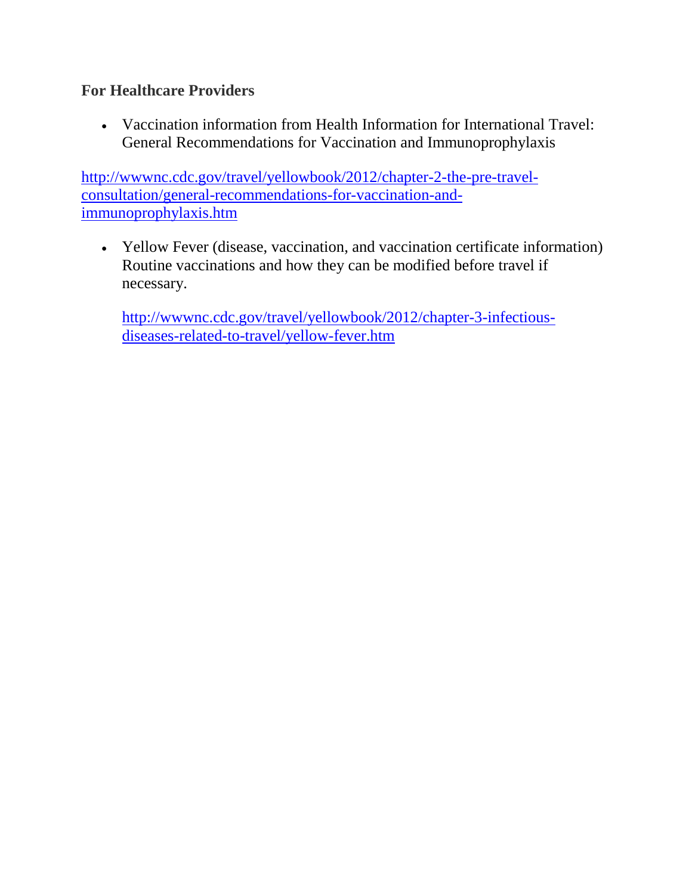**For Healthcare Providers**

- Vaccination information from Health Information for International Travel: General Recommendations for Vaccination and Immunoprophylaxis

http://wwwnc.cdc.gov/travel/yellowbook/2012/chapter-2-the-pre-travel-consultation/general-recommendations-for-vaccination-and-immunoprophylaxis.htm

- Yellow Fever (disease, vaccination, and vaccination certificate information) Routine vaccinations and how they can be modified before travel if necessary.

  http://wwwnc.cdc.gov/travel/yellowbook/2012/chapter-3-infectious-diseases-related-to-travel/yellow-fever.htm